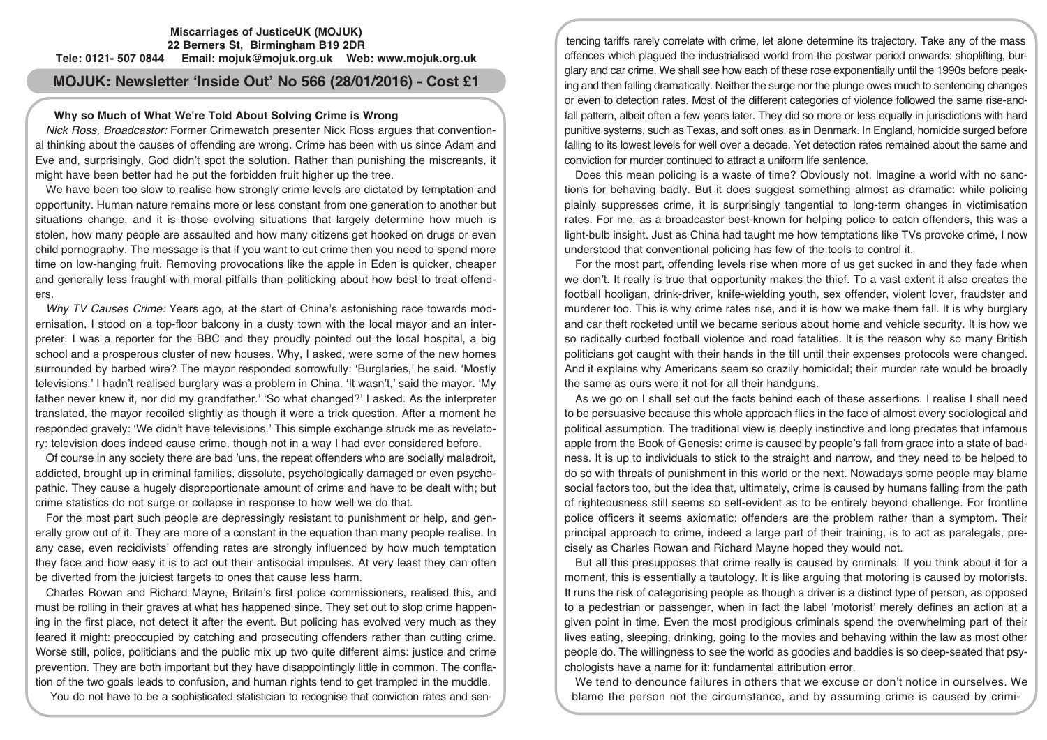**Miscarriages of JusticeUK (MOJUK)**
**22 Berners St, Birmingham B19 2DR**
**Tele: 0121- 507 0844 Email: mojuk@mojuk.org.uk Web: www.mojuk.org.uk**

# MOJUK: Newsletter 'Inside Out' No 566 (28/01/2016) - Cost £1

## Why so Much of What We're Told About Solving Crime is Wrong

*Nick Ross, Broadcastor:* Former Crimewatch presenter Nick Ross argues that conventional thinking about the causes of offending are wrong. Crime has been with us since Adam and Eve and, surprisingly, God didn't spot the solution. Rather than punishing the miscreants, it might have been better had he put the forbidden fruit higher up the tree.

We have been too slow to realise how strongly crime levels are dictated by temptation and opportunity. Human nature remains more or less constant from one generation to another but situations change, and it is those evolving situations that largely determine how much is stolen, how many people are assaulted and how many citizens get hooked on drugs or even child pornography. The message is that if you want to cut crime then you need to spend more time on low-hanging fruit. Removing provocations like the apple in Eden is quicker, cheaper and generally less fraught with moral pitfalls than politicking about how best to treat offenders.

*Why TV Causes Crime:* Years ago, at the start of China's astonishing race towards modernisation, I stood on a top-floor balcony in a dusty town with the local mayor and an interpreter. I was a reporter for the BBC and they proudly pointed out the local hospital, a big school and a prosperous cluster of new houses. Why, I asked, were some of the new homes surrounded by barbed wire? The mayor responded sorrowfully: 'Burglaries,' he said. 'Mostly televisions.' I hadn't realised burglary was a problem in China. 'It wasn't,' said the mayor. 'My father never knew it, nor did my grandfather.' 'So what changed?' I asked. As the interpreter translated, the mayor recoiled slightly as though it were a trick question. After a moment he responded gravely: 'We didn't have televisions.' This simple exchange struck me as revelatory: television does indeed cause crime, though not in a way I had ever considered before.

Of course in any society there are bad 'uns, the repeat offenders who are socially maladroit, addicted, brought up in criminal families, dissolute, psychologically damaged or even psychopathic. They cause a hugely disproportionate amount of crime and have to be dealt with; but crime statistics do not surge or collapse in response to how well we do that.

For the most part such people are depressingly resistant to punishment or help, and generally grow out of it. They are more of a constant in the equation than many people realise. In any case, even recidivists' offending rates are strongly influenced by how much temptation they face and how easy it is to act out their antisocial impulses. At very least they can often be diverted from the juiciest targets to ones that cause less harm.

Charles Rowan and Richard Mayne, Britain's first police commissioners, realised this, and must be rolling in their graves at what has happened since. They set out to stop crime happening in the first place, not detect it after the event. But policing has evolved very much as they feared it might: preoccupied by catching and prosecuting offenders rather than cutting crime. Worse still, police, politicians and the public mix up two quite different aims: justice and crime prevention. They are both important but they have disappointingly little in common. The conflation of the two goals leads to confusion, and human rights tend to get trampled in the muddle.

You do not have to be a sophisticated statistician to recognise that conviction rates and sentencing tariffs rarely correlate with crime, let alone determine its trajectory. Take any of the mass offences which plagued the industrialised world from the postwar period onwards: shoplifting, burglary and car crime. We shall see how each of these rose exponentially until the 1990s before peaking and then falling dramatically. Neither the surge nor the plunge owes much to sentencing changes or even to detection rates. Most of the different categories of violence followed the same rise-and-fall pattern, albeit often a few years later. They did so more or less equally in jurisdictions with hard punitive systems, such as Texas, and soft ones, as in Denmark. In England, homicide surged before falling to its lowest levels for well over a decade. Yet detection rates remained about the same and conviction for murder continued to attract a uniform life sentence.

Does this mean policing is a waste of time? Obviously not. Imagine a world with no sanctions for behaving badly. But it does suggest something almost as dramatic: while policing plainly suppresses crime, it is surprisingly tangential to long-term changes in victimisation rates. For me, as a broadcaster best-known for helping police to catch offenders, this was a light-bulb insight. Just as China had taught me how temptations like TVs provoke crime, I now understood that conventional policing has few of the tools to control it.

For the most part, offending levels rise when more of us get sucked in and they fade when we don't. It really is true that opportunity makes the thief. To a vast extent it also creates the football hooligan, drink-driver, knife-wielding youth, sex offender, violent lover, fraudster and murderer too. This is why crime rates rise, and it is how we make them fall. It is why burglary and car theft rocketed until we became serious about home and vehicle security. It is how we so radically curbed football violence and road fatalities. It is the reason why so many British politicians got caught with their hands in the till until their expenses protocols were changed. And it explains why Americans seem so crazily homicidal; their murder rate would be broadly the same as ours were it not for all their handguns.

As we go on I shall set out the facts behind each of these assertions. I realise I shall need to be persuasive because this whole approach flies in the face of almost every sociological and political assumption. The traditional view is deeply instinctive and long predates that infamous apple from the Book of Genesis: crime is caused by people's fall from grace into a state of badness. It is up to individuals to stick to the straight and narrow, and they need to be helped to do so with threats of punishment in this world or the next. Nowadays some people may blame social factors too, but the idea that, ultimately, crime is caused by humans falling from the path of righteousness still seems so self-evident as to be entirely beyond challenge. For frontline police officers it seems axiomatic: offenders are the problem rather than a symptom. Their principal approach to crime, indeed a large part of their training, is to act as paralegals, precisely as Charles Rowan and Richard Mayne hoped they would not.

But all this presupposes that crime really is caused by criminals. If you think about it for a moment, this is essentially a tautology. It is like arguing that motoring is caused by motorists. It runs the risk of categorising people as though a driver is a distinct type of person, as opposed to a pedestrian or passenger, when in fact the label 'motorist' merely defines an action at a given point in time. Even the most prodigious criminals spend the overwhelming part of their lives eating, sleeping, drinking, going to the movies and behaving within the law as most other people do. The willingness to see the world as goodies and baddies is so deep-seated that psychologists have a name for it: fundamental attribution error.

We tend to denounce failures in others that we excuse or don't notice in ourselves. We blame the person not the circumstance, and by assuming crime is caused by crimi-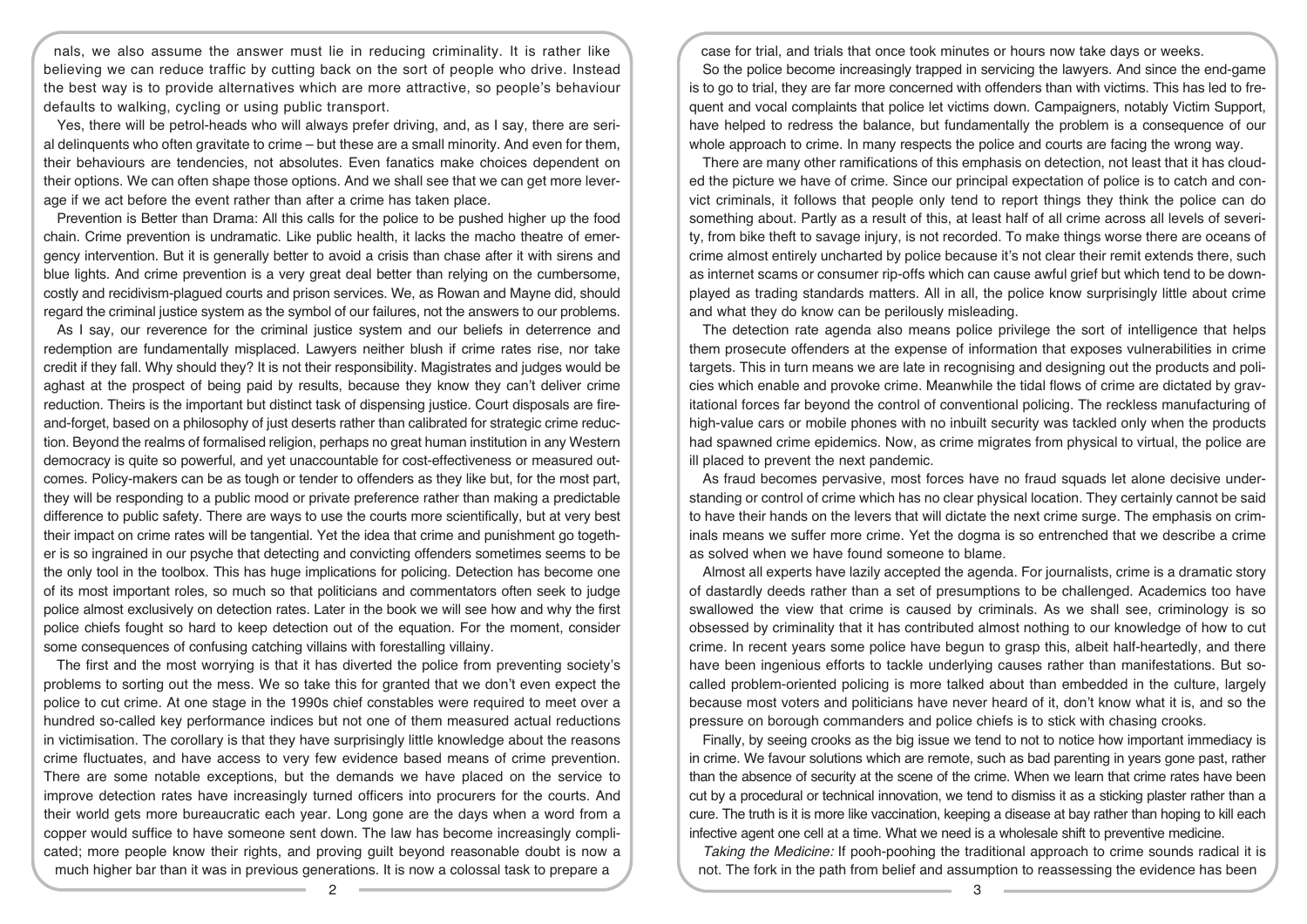nals, we also assume the answer must lie in reducing criminality. It is rather like believing we can reduce traffic by cutting back on the sort of people who drive. Instead the best way is to provide alternatives which are more attractive, so people's behaviour defaults to walking, cycling or using public transport.

Yes, there will be petrol-heads who will always prefer driving, and, as I say, there are serial delinquents who often gravitate to crime – but these are a small minority. And even for them, their behaviours are tendencies, not absolutes. Even fanatics make choices dependent on their options. We can often shape those options. And we shall see that we can get more leverage if we act before the event rather than after a crime has taken place.

Prevention is Better than Drama: All this calls for the police to be pushed higher up the food chain. Crime prevention is undramatic. Like public health, it lacks the macho theatre of emergency intervention. But it is generally better to avoid a crisis than chase after it with sirens and blue lights. And crime prevention is a very great deal better than relying on the cumbersome, costly and recidivism-plagued courts and prison services. We, as Rowan and Mayne did, should regard the criminal justice system as the symbol of our failures, not the answers to our problems.

As I say, our reverence for the criminal justice system and our beliefs in deterrence and redemption are fundamentally misplaced. Lawyers neither blush if crime rates rise, nor take credit if they fall. Why should they? It is not their responsibility. Magistrates and judges would be aghast at the prospect of being paid by results, because they know they can't deliver crime reduction. Theirs is the important but distinct task of dispensing justice. Court disposals are fire-and-forget, based on a philosophy of just deserts rather than calibrated for strategic crime reduction. Beyond the realms of formalised religion, perhaps no great human institution in any Western democracy is quite so powerful, and yet unaccountable for cost-effectiveness or measured outcomes. Policy-makers can be as tough or tender to offenders as they like but, for the most part, they will be responding to a public mood or private preference rather than making a predictable difference to public safety. There are ways to use the courts more scientifically, but at very best their impact on crime rates will be tangential. Yet the idea that crime and punishment go together is so ingrained in our psyche that detecting and convicting offenders sometimes seems to be the only tool in the toolbox. This has huge implications for policing. Detection has become one of its most important roles, so much so that politicians and commentators often seek to judge police almost exclusively on detection rates. Later in the book we will see how and why the first police chiefs fought so hard to keep detection out of the equation. For the moment, consider some consequences of confusing catching villains with forestalling villainy.

The first and the most worrying is that it has diverted the police from preventing society's problems to sorting out the mess. We so take this for granted that we don't even expect the police to cut crime. At one stage in the 1990s chief constables were required to meet over a hundred so-called key performance indices but not one of them measured actual reductions in victimisation. The corollary is that they have surprisingly little knowledge about the reasons crime fluctuates, and have access to very few evidence based means of crime prevention. There are some notable exceptions, but the demands we have placed on the service to improve detection rates have increasingly turned officers into procurers for the courts. And their world gets more bureaucratic each year. Long gone are the days when a word from a copper would suffice to have someone sent down. The law has become increasingly complicated; more people know their rights, and proving guilt beyond reasonable doubt is now a much higher bar than it was in previous generations. It is now a colossal task to prepare a case for trial, and trials that once took minutes or hours now take days or weeks.

So the police become increasingly trapped in servicing the lawyers. And since the end-game is to go to trial, they are far more concerned with offenders than with victims. This has led to frequent and vocal complaints that police let victims down. Campaigners, notably Victim Support, have helped to redress the balance, but fundamentally the problem is a consequence of our whole approach to crime. In many respects the police and courts are facing the wrong way.

There are many other ramifications of this emphasis on detection, not least that it has clouded the picture we have of crime. Since our principal expectation of police is to catch and convict criminals, it follows that people only tend to report things they think the police can do something about. Partly as a result of this, at least half of all crime across all levels of severity, from bike theft to savage injury, is not recorded. To make things worse there are oceans of crime almost entirely uncharted by police because it's not clear their remit extends there, such as internet scams or consumer rip-offs which can cause awful grief but which tend to be downplayed as trading standards matters. All in all, the police know surprisingly little about crime and what they do know can be perilously misleading.

The detection rate agenda also means police privilege the sort of intelligence that helps them prosecute offenders at the expense of information that exposes vulnerabilities in crime targets. This in turn means we are late in recognising and designing out the products and policies which enable and provoke crime. Meanwhile the tidal flows of crime are dictated by gravitational forces far beyond the control of conventional policing. The reckless manufacturing of high-value cars or mobile phones with no inbuilt security was tackled only when the products had spawned crime epidemics. Now, as crime migrates from physical to virtual, the police are ill placed to prevent the next pandemic.

As fraud becomes pervasive, most forces have no fraud squads let alone decisive understanding or control of crime which has no clear physical location. They certainly cannot be said to have their hands on the levers that will dictate the next crime surge. The emphasis on criminals means we suffer more crime. Yet the dogma is so entrenched that we describe a crime as solved when we have found someone to blame.

Almost all experts have lazily accepted the agenda. For journalists, crime is a dramatic story of dastardly deeds rather than a set of presumptions to be challenged. Academics too have swallowed the view that crime is caused by criminals. As we shall see, criminology is so obsessed by criminality that it has contributed almost nothing to our knowledge of how to cut crime. In recent years some police have begun to grasp this, albeit half-heartedly, and there have been ingenious efforts to tackle underlying causes rather than manifestations. But so-called problem-oriented policing is more talked about than embedded in the culture, largely because most voters and politicians have never heard of it, don't know what it is, and so the pressure on borough commanders and police chiefs is to stick with chasing crooks.

Finally, by seeing crooks as the big issue we tend to not to notice how important immediacy is in crime. We favour solutions which are remote, such as bad parenting in years gone past, rather than the absence of security at the scene of the crime. When we learn that crime rates have been cut by a procedural or technical innovation, we tend to dismiss it as a sticking plaster rather than a cure. The truth is it is more like vaccination, keeping a disease at bay rather than hoping to kill each infective agent one cell at a time. What we need is a wholesale shift to preventive medicine.

*Taking the Medicine:* If pooh-poohing the traditional approach to crime sounds radical it is not. The fork in the path from belief and assumption to reassessing the evidence has been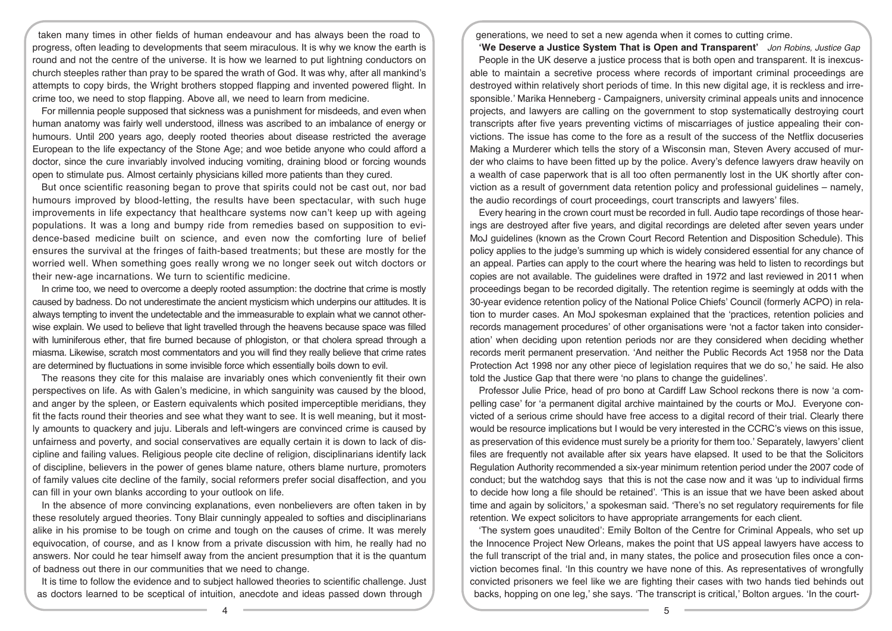taken many times in other fields of human endeavour and has always been the road to progress, often leading to developments that seem miraculous. It is why we know the earth is round and not the centre of the universe. It is how we learned to put lightning conductors on church steeples rather than pray to be spared the wrath of God. It was why, after all mankind's attempts to copy birds, the Wright brothers stopped flapping and invented powered flight. In crime too, we need to stop flapping. Above all, we need to learn from medicine.

For millennia people supposed that sickness was a punishment for misdeeds, and even when human anatomy was fairly well understood, illness was ascribed to an imbalance of energy or humours. Until 200 years ago, deeply rooted theories about disease restricted the average European to the life expectancy of the Stone Age; and woe betide anyone who could afford a doctor, since the cure invariably involved inducing vomiting, draining blood or forcing wounds open to stimulate pus. Almost certainly physicians killed more patients than they cured.

But once scientific reasoning began to prove that spirits could not be cast out, nor bad humours improved by blood-letting, the results have been spectacular, with such huge improvements in life expectancy that healthcare systems now can't keep up with ageing populations. It was a long and bumpy ride from remedies based on supposition to evidence-based medicine built on science, and even now the comforting lure of belief ensures the survival at the fringes of faith-based treatments; but these are mostly for the worried well. When something goes really wrong we no longer seek out witch doctors or their new-age incarnations. We turn to scientific medicine.

In crime too, we need to overcome a deeply rooted assumption: the doctrine that crime is mostly caused by badness. Do not underestimate the ancient mysticism which underpins our attitudes. It is always tempting to invent the undetectable and the immeasurable to explain what we cannot otherwise explain. We used to believe that light travelled through the heavens because space was filled with luminiferous ether, that fire burned because of phlogiston, or that cholera spread through a miasma. Likewise, scratch most commentators and you will find they really believe that crime rates are determined by fluctuations in some invisible force which essentially boils down to evil.

The reasons they cite for this malaise are invariably ones which conveniently fit their own perspectives on life. As with Galen's medicine, in which sanguinity was caused by the blood, and anger by the spleen, or Eastern equivalents which posited imperceptible meridians, they fit the facts round their theories and see what they want to see. It is well meaning, but it mostly amounts to quackery and juju. Liberals and left-wingers are convinced crime is caused by unfairness and poverty, and social conservatives are equally certain it is down to lack of discipline and failing values. Religious people cite decline of religion, disciplinarians identify lack of discipline, believers in the power of genes blame nature, others blame nurture, promoters of family values cite decline of the family, social reformers prefer social disaffection, and you can fill in your own blanks according to your outlook on life.

In the absence of more convincing explanations, even nonbelievers are often taken in by these resolutely argued theories. Tony Blair cunningly appealed to softies and disciplinarians alike in his promise to be tough on crime and tough on the causes of crime. It was merely equivocation, of course, and as I know from a private discussion with him, he really had no answers. Nor could he tear himself away from the ancient presumption that it is the quantum of badness out there in our communities that we need to change.

It is time to follow the evidence and to subject hallowed theories to scientific challenge. Just as doctors learned to be sceptical of intuition, anecdote and ideas passed down through generations, we need to set a new agenda when it comes to cutting crime.

## 'We Deserve a Justice System That is Open and Transparent' *Jon Robins, Justice Gap*

People in the UK deserve a justice process that is both open and transparent. It is inexcusable to maintain a secretive process where records of important criminal proceedings are destroyed within relatively short periods of time. In this new digital age, it is reckless and irresponsible.' Marika Henneberg - Campaigners, university criminal appeals units and innocence projects, and lawyers are calling on the government to stop systematically destroying court transcripts after five years preventing victims of miscarriages of justice appealing their convictions. The issue has come to the fore as a result of the success of the Netflix docuseries Making a Murderer which tells the story of a Wisconsin man, Steven Avery accused of murder who claims to have been fitted up by the police. Avery's defence lawyers draw heavily on a wealth of case paperwork that is all too often permanently lost in the UK shortly after conviction as a result of government data retention policy and professional guidelines – namely, the audio recordings of court proceedings, court transcripts and lawyers' files.

Every hearing in the crown court must be recorded in full. Audio tape recordings of those hearings are destroyed after five years, and digital recordings are deleted after seven years under MoJ guidelines (known as the Crown Court Record Retention and Disposition Schedule). This policy applies to the judge's summing up which is widely considered essential for any chance of an appeal. Parties can apply to the court where the hearing was held to listen to recordings but copies are not available. The guidelines were drafted in 1972 and last reviewed in 2011 when proceedings began to be recorded digitally. The retention regime is seemingly at odds with the 30-year evidence retention policy of the National Police Chiefs' Council (formerly ACPO) in relation to murder cases. An MoJ spokesman explained that the 'practices, retention policies and records management procedures' of other organisations were 'not a factor taken into consideration' when deciding upon retention periods nor are they considered when deciding whether records merit permanent preservation. 'And neither the Public Records Act 1958 nor the Data Protection Act 1998 nor any other piece of legislation requires that we do so,' he said. He also told the Justice Gap that there were 'no plans to change the guidelines'.

Professor Julie Price, head of pro bono at Cardiff Law School reckons there is now 'a compelling case' for 'a permanent digital archive maintained by the courts or MoJ. Everyone convicted of a serious crime should have free access to a digital record of their trial. Clearly there would be resource implications but I would be very interested in the CCRC's views on this issue, as preservation of this evidence must surely be a priority for them too.' Separately, lawyers' client files are frequently not available after six years have elapsed. It used to be that the Solicitors Regulation Authority recommended a six-year minimum retention period under the 2007 code of conduct; but the watchdog says that this is not the case now and it was 'up to individual firms to decide how long a file should be retained'. 'This is an issue that we have been asked about time and again by solicitors,' a spokesman said. 'There's no set regulatory requirements for file retention. We expect solicitors to have appropriate arrangements for each client.

'The system goes unaudited': Emily Bolton of the Centre for Criminal Appeals, who set up the Innocence Project New Orleans, makes the point that US appeal lawyers have access to the full transcript of the trial and, in many states, the police and prosecution files once a conviction becomes final. 'In this country we have none of this. As representatives of wrongfully convicted prisoners we feel like we are fighting their cases with two hands tied behinds out backs, hopping on one leg,' she says. 'The transcript is critical,' Bolton argues. 'In the court-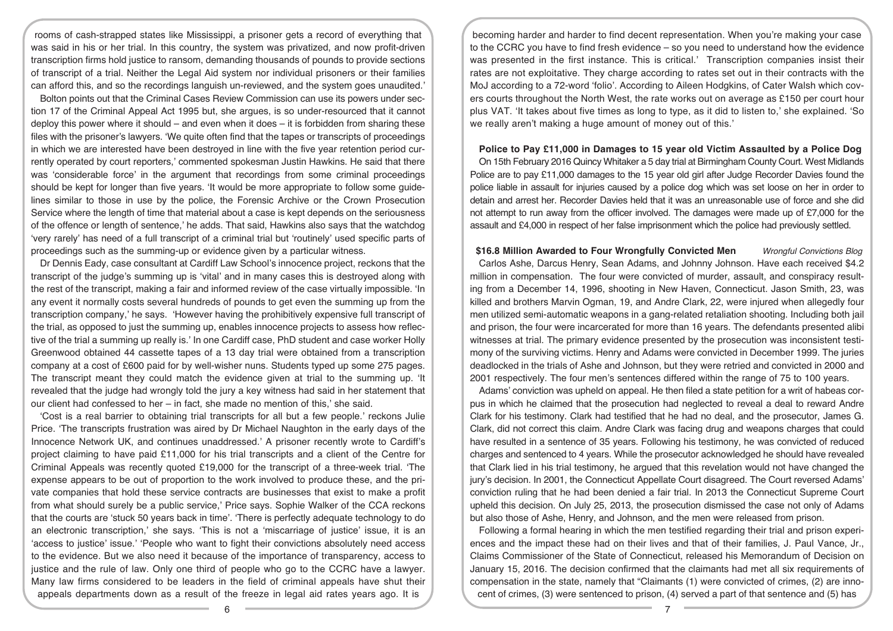rooms of cash-strapped states like Mississippi, a prisoner gets a record of everything that was said in his or her trial. In this country, the system was privatized, and now profit-driven transcription firms hold justice to ransom, demanding thousands of pounds to provide sections of transcript of a trial. Neither the Legal Aid system nor individual prisoners or their families can afford this, and so the recordings languish un-reviewed, and the system goes unaudited.'

Bolton points out that the Criminal Cases Review Commission can use its powers under section 17 of the Criminal Appeal Act 1995 but, she argues, is so under-resourced that it cannot deploy this power where it should – and even when it does – it is forbidden from sharing these files with the prisoner's lawyers. 'We quite often find that the tapes or transcripts of proceedings in which we are interested have been destroyed in line with the five year retention period currently operated by court reporters,' commented spokesman Justin Hawkins. He said that there was 'considerable force' in the argument that recordings from some criminal proceedings should be kept for longer than five years. 'It would be more appropriate to follow some guidelines similar to those in use by the police, the Forensic Archive or the Crown Prosecution Service where the length of time that material about a case is kept depends on the seriousness of the offence or length of sentence,' he adds. That said, Hawkins also says that the watchdog 'very rarely' has need of a full transcript of a criminal trial but 'routinely' used specific parts of proceedings such as the summing-up or evidence given by a particular witness.

Dr Dennis Eady, case consultant at Cardiff Law School's innocence project, reckons that the transcript of the judge's summing up is 'vital' and in many cases this is destroyed along with the rest of the transcript, making a fair and informed review of the case virtually impossible. 'In any event it normally costs several hundreds of pounds to get even the summing up from the transcription company,' he says. 'However having the prohibitively expensive full transcript of the trial, as opposed to just the summing up, enables innocence projects to assess how reflective of the trial a summing up really is.' In one Cardiff case, PhD student and case worker Holly Greenwood obtained 44 cassette tapes of a 13 day trial were obtained from a transcription company at a cost of £600 paid for by well-wisher nuns. Students typed up some 275 pages. The transcript meant they could match the evidence given at trial to the summing up. 'It revealed that the judge had wrongly told the jury a key witness had said in her statement that our client had confessed to her – in fact, she made no mention of this,' she said.

'Cost is a real barrier to obtaining trial transcripts for all but a few people.' reckons Julie Price. 'The transcripts frustration was aired by Dr Michael Naughton in the early days of the Innocence Network UK, and continues unaddressed.' A prisoner recently wrote to Cardiff's project claiming to have paid £11,000 for his trial transcripts and a client of the Centre for Criminal Appeals was recently quoted £19,000 for the transcript of a three-week trial. 'The expense appears to be out of proportion to the work involved to produce these, and the private companies that hold these service contracts are businesses that exist to make a profit from what should surely be a public service,' Price says. Sophie Walker of the CCA reckons that the courts are 'stuck 50 years back in time'. 'There is perfectly adequate technology to do an electronic transcription,' she says. 'This is not a 'miscarriage of justice' issue, it is an 'access to justice' issue.' 'People who want to fight their convictions absolutely need access to the evidence. But we also need it because of the importance of transparency, access to justice and the rule of law. Only one third of people who go to the CCRC have a lawyer. Many law firms considered to be leaders in the field of criminal appeals have shut their appeals departments down as a result of the freeze in legal aid rates years ago. It is becoming harder and harder to find decent representation. When you're making your case to the CCRC you have to find fresh evidence – so you need to understand how the evidence was presented in the first instance. This is critical.' Transcription companies insist their rates are not exploitative. They charge according to rates set out in their contracts with the MoJ according to a 72-word 'folio'. According to Aileen Hodgkins, of Cater Walsh which covers courts throughout the North West, the rate works out on average as £150 per court hour plus VAT. 'It takes about five times as long to type, as it did to listen to,' she explained. 'So we really aren't making a huge amount of money out of this.'

**Police to Pay £11,000 in Damages to 15 year old Victim Assaulted by a Police Dog**

On 15th February 2016 Quincy Whitaker a 5 day trial at Birmingham County Court. West Midlands Police are to pay £11,000 damages to the 15 year old girl after Judge Recorder Davies found the police liable in assault for injuries caused by a police dog which was set loose on her in order to detain and arrest her. Recorder Davies held that it was an unreasonable use of force and she did not attempt to run away from the officer involved. The damages were made up of £7,000 for the assault and £4,000 in respect of her false imprisonment which the police had previously settled.

**$16.8 Million Awarded to Four Wrongfully Convicted Men** *Wrongful Convictions Blog*

Carlos Ashe, Darcus Henry, Sean Adams, and Johnny Johnson. Have each received $4.2 million in compensation. The four were convicted of murder, assault, and conspiracy resulting from a December 14, 1996, shooting in New Haven, Connecticut. Jason Smith, 23, was killed and brothers Marvin Ogman, 19, and Andre Clark, 22, were injured when allegedly four men utilized semi-automatic weapons in a gang-related retaliation shooting. Including both jail and prison, the four were incarcerated for more than 16 years. The defendants presented alibi witnesses at trial. The primary evidence presented by the prosecution was inconsistent testimony of the surviving victims. Henry and Adams were convicted in December 1999. The juries deadlocked in the trials of Ashe and Johnson, but they were retried and convicted in 2000 and 2001 respectively. The four men's sentences differed within the range of 75 to 100 years.

Adams' conviction was upheld on appeal. He then filed a state petition for a writ of habeas corpus in which he claimed that the prosecution had neglected to reveal a deal to reward Andre Clark for his testimony. Clark had testified that he had no deal, and the prosecutor, James G. Clark, did not correct this claim. Andre Clark was facing drug and weapons charges that could have resulted in a sentence of 35 years. Following his testimony, he was convicted of reduced charges and sentenced to 4 years. While the prosecutor acknowledged he should have revealed that Clark lied in his trial testimony, he argued that this revelation would not have changed the jury's decision. In 2001, the Connecticut Appellate Court disagreed. The Court reversed Adams' conviction ruling that he had been denied a fair trial. In 2013 the Connecticut Supreme Court upheld this decision. On July 25, 2013, the prosecution dismissed the case not only of Adams but also those of Ashe, Henry, and Johnson, and the men were released from prison.

Following a formal hearing in which the men testified regarding their trial and prison experiences and the impact these had on their lives and that of their families, J. Paul Vance, Jr., Claims Commissioner of the State of Connecticut, released his Memorandum of Decision on January 15, 2016. The decision confirmed that the claimants had met all six requirements of compensation in the state, namely that "Claimants (1) were convicted of crimes, (2) are innocent of crimes, (3) were sentenced to prison, (4) served a part of that sentence and (5) has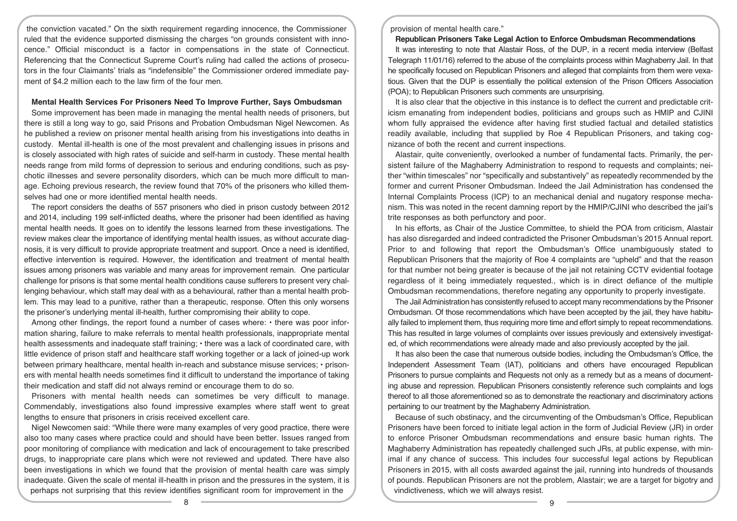the conviction vacated." On the sixth requirement regarding innocence, the Commissioner ruled that the evidence supported dismissing the charges "on grounds consistent with innocence." Official misconduct is a factor in compensations in the state of Connecticut. Referencing that the Connecticut Supreme Court's ruling had called the actions of prosecutors in the four Claimants' trials as "indefensible" the Commissioner ordered immediate payment of $4.2 million each to the law firm of the four men.

**Mental Health Services For Prisoners Need To Improve Further, Says Ombudsman**

Some improvement has been made in managing the mental health needs of prisoners, but there is still a long way to go, said Prisons and Probation Ombudsman Nigel Newcomen. As he published a review on prisoner mental health arising from his investigations into deaths in custody. Mental ill-health is one of the most prevalent and challenging issues in prisons and is closely associated with high rates of suicide and self-harm in custody. These mental health needs range from mild forms of depression to serious and enduring conditions, such as psychotic illnesses and severe personality disorders, which can be much more difficult to manage. Echoing previous research, the review found that 70% of the prisoners who killed themselves had one or more identified mental health needs.

The report considers the deaths of 557 prisoners who died in prison custody between 2012 and 2014, including 199 self-inflicted deaths, where the prisoner had been identified as having mental health needs. It goes on to identify the lessons learned from these investigations. The review makes clear the importance of identifying mental health issues, as without accurate diagnosis, it is very difficult to provide appropriate treatment and support. Once a need is identified, effective intervention is required. However, the identification and treatment of mental health issues among prisoners was variable and many areas for improvement remain. One particular challenge for prisons is that some mental health conditions cause sufferers to present very challenging behaviour, which staff may deal with as a behavioural, rather than a mental health problem. This may lead to a punitive, rather than a therapeutic, response. Often this only worsens the prisoner's underlying mental ill-health, further compromising their ability to cope.

Among other findings, the report found a number of cases where: • there was poor information sharing, failure to make referrals to mental health professionals, inappropriate mental health assessments and inadequate staff training; • there was a lack of coordinated care, with little evidence of prison staff and healthcare staff working together or a lack of joined-up work between primary healthcare, mental health in-reach and substance misuse services; • prisoners with mental health needs sometimes find it difficult to understand the importance of taking their medication and staff did not always remind or encourage them to do so.

Prisoners with mental health needs can sometimes be very difficult to manage. Commendably, investigations also found impressive examples where staff went to great lengths to ensure that prisoners in crisis received excellent care.

Nigel Newcomen said: "While there were many examples of very good practice, there were also too many cases where practice could and should have been better. Issues ranged from poor monitoring of compliance with medication and lack of encouragement to take prescribed drugs, to inappropriate care plans which were not reviewed and updated. There have also been investigations in which we found that the provision of mental health care was simply inadequate. Given the scale of mental ill-health in prison and the pressures in the system, it is perhaps not surprising that this review identifies significant room for improvement in the provision of mental health care."

**Republican Prisoners Take Legal Action to Enforce Ombudsman Recommendations**

It was interesting to note that Alastair Ross, of the DUP, in a recent media interview (Belfast Telegraph 11/01/16) referred to the abuse of the complaints process within Maghaberry Jail. In that he specifically focused on Republican Prisoners and alleged that complaints from them were vexatious. Given that the DUP is essentially the political extension of the Prison Officers Association (POA); to Republican Prisoners such comments are unsurprising.

It is also clear that the objective in this instance is to deflect the current and predictable criticism emanating from independent bodies, politicians and groups such as HMIP and CJINI whom fully appraised the evidence after having first studied factual and detailed statistics readily available, including that supplied by Roe 4 Republican Prisoners, and taking cognizance of both the recent and current inspections.

Alastair, quite conveniently, overlooked a number of fundamental facts. Primarily, the persistent failure of the Maghaberry Administration to respond to requests and complaints; neither "within timescales" nor "specifically and substantively" as repeatedly recommended by the former and current Prisoner Ombudsman. Indeed the Jail Administration has condensed the Internal Complaints Process (ICP) to an mechanical denial and nugatory response mechanism. This was noted in the recent damning report by the HMIP/CJINI who described the jail's trite responses as both perfunctory and poor.

In his efforts, as Chair of the Justice Committee, to shield the POA from criticism, Alastair has also disregarded and indeed contradicted the Prisoner Ombudsman's 2015 Annual report. Prior to and following that report the Ombudsman's Office unambiguously stated to Republican Prisoners that the majority of Roe 4 complaints are "upheld" and that the reason for that number not being greater is because of the jail not retaining CCTV evidential footage regardless of it being immediately requested., which is in direct defiance of the multiple Ombudsman recommendations, therefore negating any opportunity to properly investigate.

The Jail Administration has consistently refused to accept many recommendations by the Prisoner Ombudsman. Of those recommendations which have been accepted by the jail, they have habitually failed to implement them, thus requiring more time and effort simply to repeat recommendations. This has resulted in large volumes of complaints over issues previously and extensively investigated, of which recommendations were already made and also previously accepted by the jail.

It has also been the case that numerous outside bodies, including the Ombudsman's Office, the Independent Assessment Team (IAT), politicians and others have encouraged Republican Prisoners to pursue complaints and Requests not only as a remedy but as a means of documenting abuse and repression. Republican Prisoners consistently reference such complaints and logs thereof to all those aforementioned so as to demonstrate the reactionary and discriminatory actions pertaining to our treatment by the Maghaberry Administration.

Because of such obstinacy, and the circumventing of the Ombudsman's Office, Republican Prisoners have been forced to initiate legal action in the form of Judicial Review (JR) in order to enforce Prisoner Ombudsman recommendations and ensure basic human rights. The Maghaberry Administration has repeatedly challenged such JRs, at public expense, with minimal if any chance of success. This includes four successful legal actions by Republican Prisoners in 2015, with all costs awarded against the jail, running into hundreds of thousands of pounds. Republican Prisoners are not the problem, Alastair; we are a target for bigotry and vindictiveness, which we will always resist.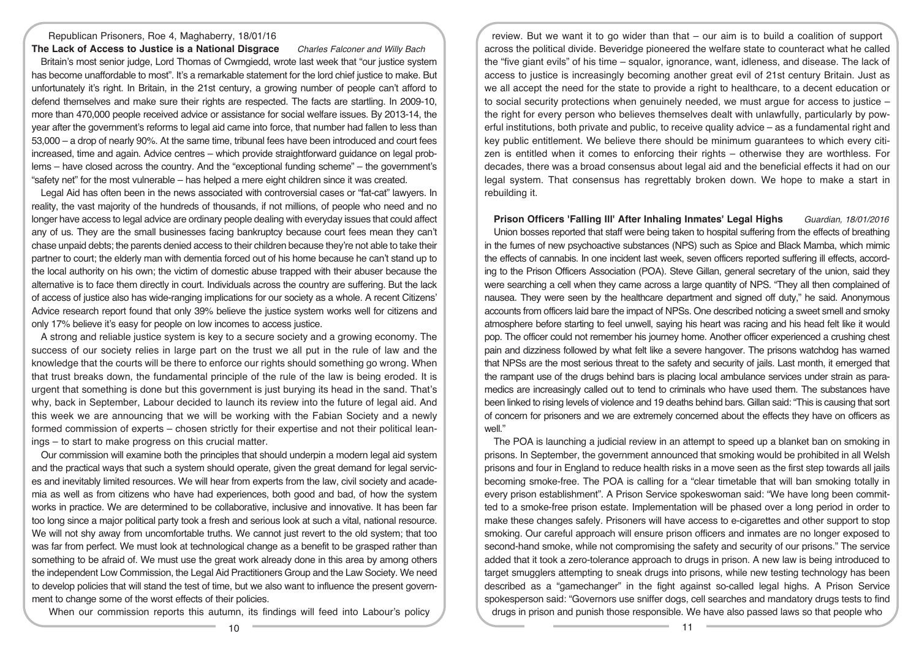Republican Prisoners, Roe 4, Maghaberry, 18/01/16

## The Lack of Access to Justice is a National Disgrace

*Charles Falconer and Willy Bach*

Britain's most senior judge, Lord Thomas of Cwmgiedd, wrote last week that "our justice system has become unaffordable to most". It's a remarkable statement for the lord chief justice to make. But unfortunately it's right. In Britain, in the 21st century, a growing number of people can't afford to defend themselves and make sure their rights are respected. The facts are startling. In 2009-10, more than 470,000 people received advice or assistance for social welfare issues. By 2013-14, the year after the government's reforms to legal aid came into force, that number had fallen to less than 53,000 – a drop of nearly 90%. At the same time, tribunal fees have been introduced and court fees increased, time and again. Advice centres – which provide straightforward guidance on legal problems – have closed across the country. And the "exceptional funding scheme" – the government's "safety net" for the most vulnerable – has helped a mere eight children since it was created.

Legal Aid has often been in the news associated with controversial cases or "fat-cat" lawyers. In reality, the vast majority of the hundreds of thousands, if not millions, of people who need and no longer have access to legal advice are ordinary people dealing with everyday issues that could affect any of us. They are the small businesses facing bankruptcy because court fees mean they can't chase unpaid debts; the parents denied access to their children because they're not able to take their partner to court; the elderly man with dementia forced out of his home because he can't stand up to the local authority on his own; the victim of domestic abuse trapped with their abuser because the alternative is to face them directly in court. Individuals across the country are suffering. But the lack of access of justice also has wide-ranging implications for our society as a whole. A recent Citizens' Advice research report found that only 39% believe the justice system works well for citizens and only 17% believe it's easy for people on low incomes to access justice.

A strong and reliable justice system is key to a secure society and a growing economy. The success of our society relies in large part on the trust we all put in the rule of law and the knowledge that the courts will be there to enforce our rights should something go wrong. When that trust breaks down, the fundamental principle of the rule of the law is being eroded. It is urgent that something is done but this government is just burying its head in the sand. That's why, back in September, Labour decided to launch its review into the future of legal aid. And this week we are announcing that we will be working with the Fabian Society and a newly formed commission of experts – chosen strictly for their expertise and not their political leanings – to start to make progress on this crucial matter.

Our commission will examine both the principles that should underpin a modern legal aid system and the practical ways that such a system should operate, given the great demand for legal services and inevitably limited resources. We will hear from experts from the law, civil society and academia as well as from citizens who have had experiences, both good and bad, of how the system works in practice. We are determined to be collaborative, inclusive and innovative. It has been far too long since a major political party took a fresh and serious look at such a vital, national resource. We will not shy away from uncomfortable truths. We cannot just revert to the old system; that too was far from perfect. We must look at technological change as a benefit to be grasped rather than something to be afraid of. We must use the great work already done in this area by among others the independent Low Commission, the Legal Aid Practitioners Group and the Law Society. We need to develop policies that will stand the test of time, but we also want to influence the present government to change some of the worst effects of their policies.

When our commission reports this autumn, its findings will feed into Labour's policy review. But we want it to go wider than that – our aim is to build a coalition of support across the political divide. Beveridge pioneered the welfare state to counteract what he called the "five giant evils" of his time – squalor, ignorance, want, idleness, and disease. The lack of access to justice is increasingly becoming another great evil of 21st century Britain. Just as we all accept the need for the state to provide a right to healthcare, to a decent education or to social security protections when genuinely needed, we must argue for access to justice – the right for every person who believes themselves dealt with unlawfully, particularly by powerful institutions, both private and public, to receive quality advice – as a fundamental right and key public entitlement. We believe there should be minimum guarantees to which every citizen is entitled when it comes to enforcing their rights – otherwise they are worthless. For decades, there was a broad consensus about legal aid and the beneficial effects it had on our legal system. That consensus has regrettably broken down. We hope to make a start in rebuilding it.

## Prison Officers 'Falling Ill' After Inhaling Inmates' Legal Highs

*Guardian, 18/01/2016*

Union bosses reported that staff were being taken to hospital suffering from the effects of breathing in the fumes of new psychoactive substances (NPS) such as Spice and Black Mamba, which mimic the effects of cannabis. In one incident last week, seven officers reported suffering ill effects, according to the Prison Officers Association (POA). Steve Gillan, general secretary of the union, said they were searching a cell when they came across a large quantity of NPS. "They all then complained of nausea. They were seen by the healthcare department and signed off duty," he said. Anonymous accounts from officers laid bare the impact of NPSs. One described noticing a sweet smell and smoky atmosphere before starting to feel unwell, saying his heart was racing and his head felt like it would pop. The officer could not remember his journey home. Another officer experienced a crushing chest pain and dizziness followed by what felt like a severe hangover. The prisons watchdog has warned that NPS are the most serious threat to the safety and security of jails. Last month, it emerged that the rampant use of the drugs behind bars is placing local ambulance services under strain as paramedics are increasingly called out to tend to criminals who have used them. The substances have been linked to rising levels of violence and 19 deaths behind bars. Gillan said: "This is causing that sort of concern for prisoners and we are extremely concerned about the effects they have on officers as well."

The POA is launching a judicial review in an attempt to speed up a blanket ban on smoking in prisons. In September, the government announced that smoking would be prohibited in all Welsh prisons and four in England to reduce health risks in a move seen as the first step towards all jails becoming smoke-free. The POA is calling for a "clear timetable that will ban smoking totally in every prison establishment". A Prison Service spokeswoman said: "We have long been committed to a smoke-free prison estate. Implementation will be phased over a long period in order to make these changes safely. Prisoners will have access to e-cigarettes and other support to stop smoking. Our careful approach will ensure prison officers and inmates are no longer exposed to second-hand smoke, while not compromising the safety and security of our prisons." The service added that it took a zero-tolerance approach to drugs in prison. A new law is being introduced to target smugglers attempting to sneak drugs into prisons, while new testing technology has been described as a "gamechanger" in the fight against so-called legal highs. A Prison Service spokesperson said: "Governors use sniffer dogs, cell searches and mandatory drugs tests to find drugs in prison and punish those responsible. We have also passed laws so that people who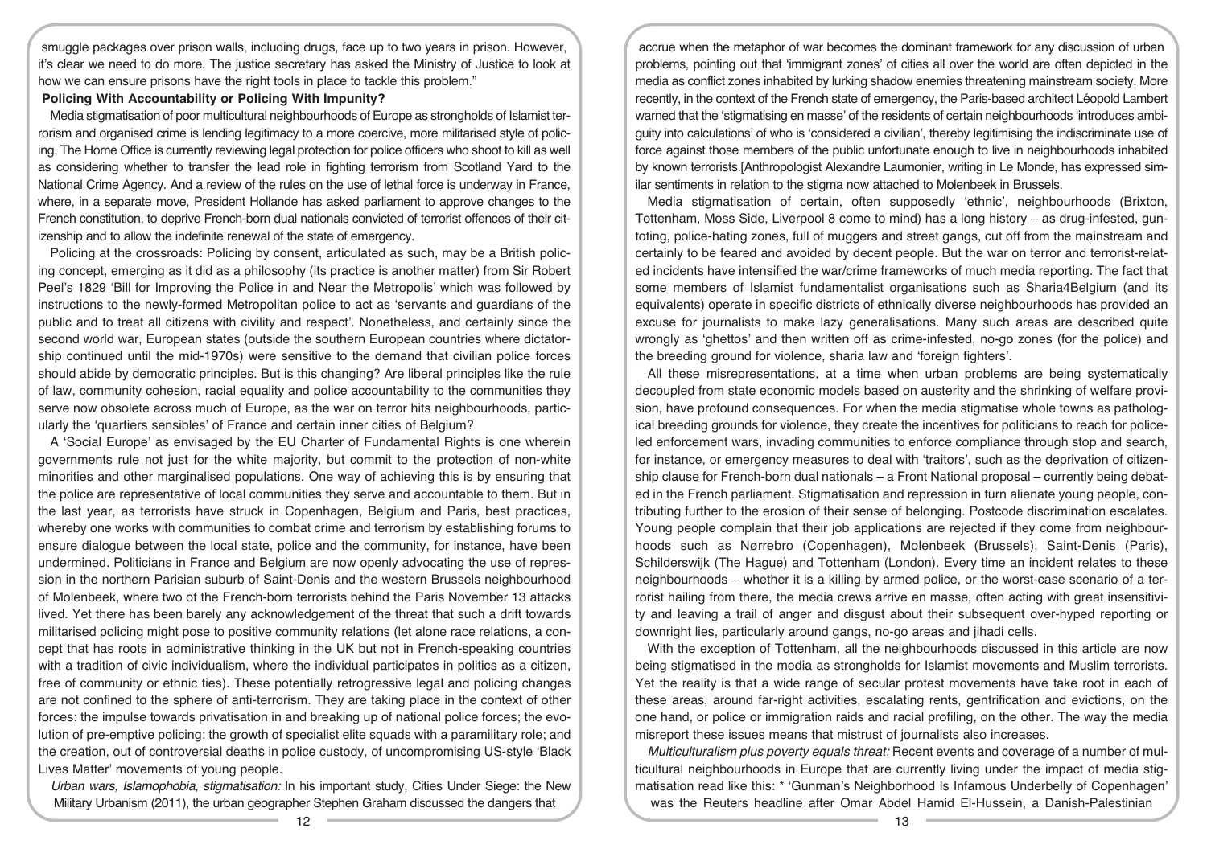smuggle packages over prison walls, including drugs, face up to two years in prison. However, it's clear we need to do more. The justice secretary has asked the Ministry of Justice to look at how we can ensure prisons have the right tools in place to tackle this problem."

**Policing With Accountability or Policing With Impunity?**

Media stigmatisation of poor multicultural neighbourhoods of Europe as strongholds of Islamist terrorism and organised crime is lending legitimacy to a more coercive, more militarised style of policing. The Home Office is currently reviewing legal protection for police officers who shoot to kill as well as considering whether to transfer the lead role in fighting terrorism from Scotland Yard to the National Crime Agency. And a review of the rules on the use of lethal force is underway in France, where, in a separate move, President Hollande has asked parliament to approve changes to the French constitution, to deprive French-born dual nationals convicted of terrorist offences of their citizenship and to allow the indefinite renewal of the state of emergency.

Policing at the crossroads: Policing by consent, articulated as such, may be a British policing concept, emerging as it did as a philosophy (its practice is another matter) from Sir Robert Peel's 1829 'Bill for Improving the Police in and Near the Metropolis' which was followed by instructions to the newly-formed Metropolitan police to act as 'servants and guardians of the public and to treat all citizens with civility and respect'. Nonetheless, and certainly since the second world war, European states (outside the southern European countries where dictatorship continued until the mid-1970s) were sensitive to the demand that civilian police forces should abide by democratic principles. But is this changing? Are liberal principles like the rule of law, community cohesion, racial equality and police accountability to the communities they serve now obsolete across much of Europe, as the war on terror hits neighbourhoods, particularly the 'quartiers sensibles' of France and certain inner cities of Belgium?

A 'Social Europe' as envisaged by the EU Charter of Fundamental Rights is one wherein governments rule not just for the white majority, but commit to the protection of non-white minorities and other marginalised populations. One way of achieving this is by ensuring that the police are representative of local communities they serve and accountable to them. But in the last year, as terrorists have struck in Copenhagen, Belgium and Paris, best practices, whereby one works with communities to combat crime and terrorism by establishing forums to ensure dialogue between the local state, police and the community, for instance, have been undermined. Politicians in France and Belgium are now openly advocating the use of repression in the northern Parisian suburb of Saint-Denis and the western Brussels neighbourhood of Molenbeek, where two of the French-born terrorists behind the Paris November 13 attacks lived. Yet there has been barely any acknowledgement of the threat that such a drift towards militarised policing might pose to positive community relations (let alone race relations, a concept that has roots in administrative thinking in the UK but not in French-speaking countries with a tradition of civic individualism, where the individual participates in politics as a citizen, free of community or ethnic ties). These potentially retrogressive legal and policing changes are not confined to the sphere of anti-terrorism. They are taking place in the context of other forces: the impulse towards privatisation in and breaking up of national police forces; the evolution of pre-emptive policing; the growth of specialist elite squads with a paramilitary role; and the creation, out of controversial deaths in police custody, of uncompromising US-style 'Black Lives Matter' movements of young people.

*Urban wars, Islamophobia, stigmatisation:* In his important study, Cities Under Siege: the New Military Urbanism (2011), the urban geographer Stephen Graham discussed the dangers that accrue when the metaphor of war becomes the dominant framework for any discussion of urban problems, pointing out that 'immigrant zones' of cities all over the world are often depicted in the media as conflict zones inhabited by lurking shadow enemies threatening mainstream society. More recently, in the context of the French state of emergency, the Paris-based architect Léopold Lambert warned that the 'stigmatising en masse' of the residents of certain neighbourhoods 'introduces ambiguity into calculations' of who is 'considered a civilian', thereby legitimising the indiscriminate use of force against those members of the public unfortunate enough to live in neighbourhoods inhabited by known terrorists.[Anthropologist Alexandre Laumonier, writing in Le Monde, has expressed similar sentiments in relation to the stigma now attached to Molenbeek in Brussels.

Media stigmatisation of certain, often supposedly 'ethnic', neighbourhoods (Brixton, Tottenham, Moss Side, Liverpool 8 come to mind) has a long history – as drug-infested, guntoting, police-hating zones, full of muggers and street gangs, cut off from the mainstream and certainly to be feared and avoided by decent people. But the war on terror and terrorist-related incidents have intensified the war/crime frameworks of much media reporting. The fact that some members of Islamist fundamentalist organisations such as Sharia4Belgium (and its equivalents) operate in specific districts of ethnically diverse neighbourhoods has provided an excuse for journalists to make lazy generalisations. Many such areas are described quite wrongly as 'ghettos' and then written off as crime-infested, no-go zones (for the police) and the breeding ground for violence, sharia law and 'foreign fighters'.

All these misrepresentations, at a time when urban problems are being systematically decoupled from state economic models based on austerity and the shrinking of welfare provision, have profound consequences. For when the media stigmatise whole towns as pathological breeding grounds for violence, they create the incentives for politicians to reach for police-led enforcement wars, invading communities to enforce compliance through stop and search, for instance, or emergency measures to deal with 'traitors', such as the deprivation of citizenship clause for French-born dual nationals – a Front National proposal – currently being debated in the French parliament. Stigmatisation and repression in turn alienate young people, contributing further to the erosion of their sense of belonging. Postcode discrimination escalates. Young people complain that their job applications are rejected if they come from neighbourhoods such as Nørrebro (Copenhagen), Molenbeek (Brussels), Saint-Denis (Paris), Schilderswijk (The Hague) and Tottenham (London). Every time an incident relates to these neighbourhoods – whether it is a killing by armed police, or the worst-case scenario of a terrorist hailing from there, the media crews arrive en masse, often acting with great insensitivity and leaving a trail of anger and disgust about their subsequent over-hyped reporting or downright lies, particularly around gangs, no-go areas and jihadi cells.

With the exception of Tottenham, all the neighbourhoods discussed in this article are now being stigmatised in the media as strongholds for Islamist movements and Muslim terrorists. Yet the reality is that a wide range of secular protest movements have take root in each of these areas, around far-right activities, escalating rents, gentrification and evictions, on the one hand, or police or immigration raids and racial profiling, on the other. The way the media misreport these issues means that mistrust of journalists also increases.

*Multiculturalism plus poverty equals threat:* Recent events and coverage of a number of multicultural neighbourhoods in Europe that are currently living under the impact of media stigmatisation read like this: * 'Gunman's Neighborhood Is Infamous Underbelly of Copenhagen' was the Reuters headline after Omar Abdel Hamid El-Hussein, a Danish-Palestinian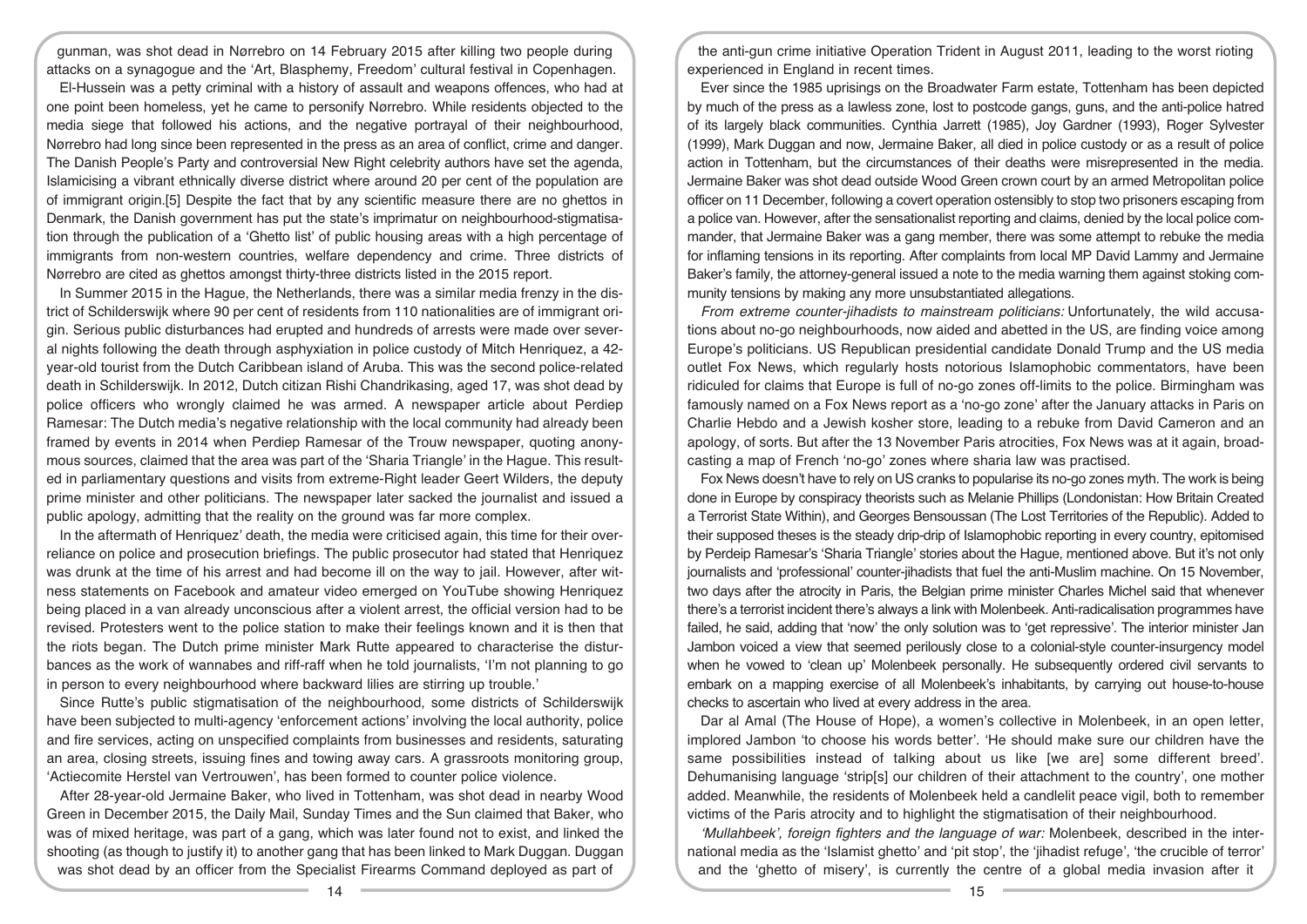gunman, was shot dead in Nørrebro on 14 February 2015 after killing two people during attacks on a synagogue and the 'Art, Blasphemy, Freedom' cultural festival in Copenhagen.

El-Hussein was a petty criminal with a history of assault and weapons offences, who had at one point been homeless, yet he came to personify Nørrebro. While residents objected to the media siege that followed his actions, and the negative portrayal of their neighbourhood, Nørrebro had long since been represented in the press as an area of conflict, crime and danger. The Danish People's Party and controversial New Right celebrity authors have set the agenda, Islamicising a vibrant ethnically diverse district where around 20 per cent of the population are of immigrant origin.[5] Despite the fact that by any scientific measure there are no ghettos in Denmark, the Danish government has put the state's imprimatur on neighbourhood-stigmatisation through the publication of a 'Ghetto list' of public housing areas with a high percentage of immigrants from non-western countries, welfare dependency and crime. Three districts of Nørrebro are cited as ghettos amongst thirty-three districts listed in the 2015 report.

In Summer 2015 in the Hague, the Netherlands, there was a similar media frenzy in the district of Schilderswijk where 90 per cent of residents from 110 nationalities are of immigrant origin. Serious public disturbances had erupted and hundreds of arrests were made over several nights following the death through asphyxiation in police custody of Mitch Henriquez, a 42-year-old tourist from the Dutch Caribbean island of Aruba. This was the second police-related death in Schilderswijk. In 2012, Dutch citizan Rishi Chandrikasing, aged 17, was shot dead by police officers who wrongly claimed he was armed. A newspaper article about Perdiep Ramesar: The Dutch media's negative relationship with the local community had already been framed by events in 2014 when Perdiep Ramesar of the Trouw newspaper, quoting anonymous sources, claimed that the area was part of the 'Sharia Triangle' in the Hague. This resulted in parliamentary questions and visits from extreme-Right leader Geert Wilders, the deputy prime minister and other politicians. The newspaper later sacked the journalist and issued a public apology, admitting that the reality on the ground was far more complex.

In the aftermath of Henriquez' death, the media were criticised again, this time for their over-reliance on police and prosecution briefings. The public prosecutor had stated that Henriquez was drunk at the time of his arrest and had become ill on the way to jail. However, after witness statements on Facebook and amateur video emerged on YouTube showing Henriquez being placed in a van already unconscious after a violent arrest, the official version had to be revised. Protesters went to the police station to make their feelings known and it is then that the riots began. The Dutch prime minister Mark Rutte appeared to characterise the disturbances as the work of wannabes and riff-raff when he told journalists, 'I'm not planning to go in person to every neighbourhood where backward lilies are stirring up trouble.'

Since Rutte's public stigmatisation of the neighbourhood, some districts of Schilderswijk have been subjected to multi-agency 'enforcement actions' involving the local authority, police and fire services, acting on unspecified complaints from businesses and residents, saturating an area, closing streets, issuing fines and towing away cars. A grassroots monitoring group, 'Actiecomite Herstel van Vertrouwen', has been formed to counter police violence.

After 28-year-old Jermaine Baker, who lived in Tottenham, was shot dead in nearby Wood Green in December 2015, the Daily Mail, Sunday Times and the Sun claimed that Baker, who was of mixed heritage, was part of a gang, which was later found not to exist, and linked the shooting (as though to justify it) to another gang that has been linked to Mark Duggan. Duggan was shot dead by an officer from the Specialist Firearms Command deployed as part of the anti-gun crime initiative Operation Trident in August 2011, leading to the worst rioting experienced in England in recent times.

Ever since the 1985 uprisings on the Broadwater Farm estate, Tottenham has been depicted by much of the press as a lawless zone, lost to postcode gangs, guns, and the anti-police hatred of its largely black communities. Cynthia Jarrett (1985), Joy Gardner (1993), Roger Sylvester (1999), Mark Duggan and now, Jermaine Baker, all died in police custody or as a result of police action in Tottenham, but the circumstances of their deaths were misrepresented in the media. Jermaine Baker was shot dead outside Wood Green crown court by an armed Metropolitan police officer on 11 December, following a covert operation ostensibly to stop two prisoners escaping from a police van. However, after the sensationalist reporting and claims, denied by the local police commander, that Jermaine Baker was a gang member, there was some attempt to rebuke the media for inflaming tensions in its reporting. After complaints from local MP David Lammy and Jermaine Baker's family, the attorney-general issued a note to the media warning them against stoking community tensions by making any more unsubstantiated allegations.

*From extreme counter-jihadists to mainstream politicians:* Unfortunately, the wild accusations about no-go neighbourhoods, now aided and abetted in the US, are finding voice among Europe's politicians. US Republican presidential candidate Donald Trump and the US media outlet Fox News, which regularly hosts notorious Islamophobic commentators, have been ridiculed for claims that Europe is full of no-go zones off-limits to the police. Birmingham was famously named on a Fox News report as a 'no-go zone' after the January attacks in Paris on Charlie Hebdo and a Jewish kosher store, leading to a rebuke from David Cameron and an apology, of sorts. But after the 13 November Paris atrocities, Fox News was at it again, broadcasting a map of French 'no-go' zones where sharia law was practised.

Fox News doesn't have to rely on US cranks to popularise its no-go zones myth. The work is being done in Europe by conspiracy theorists such as Melanie Phillips (Londonistan: How Britain Created a Terrorist State Within), and Georges Bensoussan (The Lost Territories of the Republic). Added to their supposed theses is the steady drip-drip of Islamophobic reporting in every country, epitomised by Perdeip Ramesar's 'Sharia Triangle' stories about the Hague, mentioned above. But it's not only journalists and 'professional' counter-jihadists that fuel the anti-Muslim machine. On 15 November, two days after the atrocity in Paris, the Belgian prime minister Charles Michel said that whenever there's a terrorist incident there's always a link with Molenbeek. Anti-radicalisation programmes have failed, he said, adding that 'now' the only solution was to 'get repressive'. The interior minister Jan Jambon voiced a view that seemed perilously close to a colonial-style counter-insurgency model when he vowed to 'clean up' Molenbeek personally. He subsequently ordered civil servants to embark on a mapping exercise of all Molenbeek's inhabitants, by carrying out house-to-house checks to ascertain who lived at every address in the area.

Dar al Amal (The House of Hope), a women's collective in Molenbeek, in an open letter, implored Jambon 'to choose his words better'. 'He should make sure our children have the same possibilities instead of talking about us like [we are] some different breed'. Dehumanising language 'strip[s] our children of their attachment to the country', one mother added. Meanwhile, the residents of Molenbeek held a candlelit peace vigil, both to remember victims of the Paris atrocity and to highlight the stigmatisation of their neighbourhood.

*'Mullahbeek', foreign fighters and the language of war:* Molenbeek, described in the international media as the 'Islamist ghetto' and 'pit stop', the 'jihadist refuge', 'the crucible of terror' and the 'ghetto of misery', is currently the centre of a global media invasion after it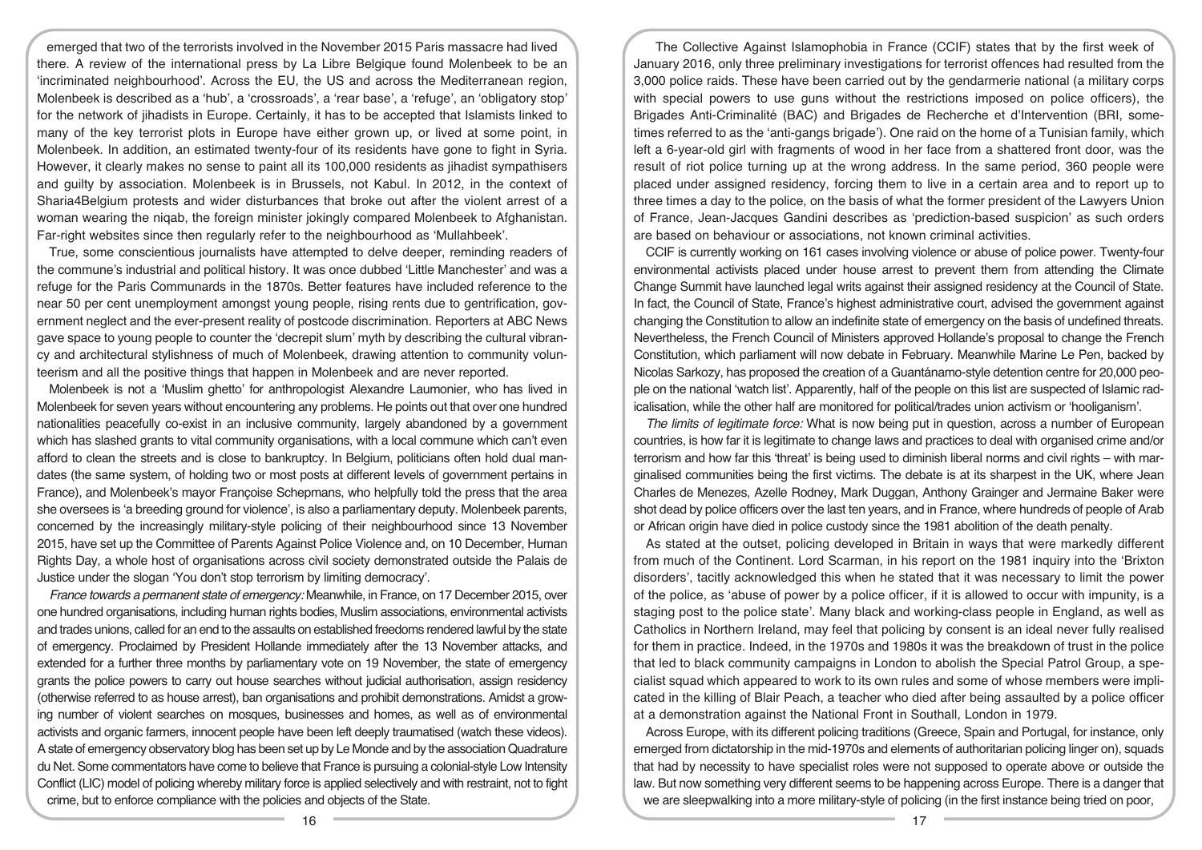emerged that two of the terrorists involved in the November 2015 Paris massacre had lived there. A review of the international press by La Libre Belgique found Molenbeek to be an 'incriminated neighbourhood'. Across the EU, the US and across the Mediterranean region, Molenbeek is described as a 'hub', a 'crossroads', a 'rear base', a 'refuge', an 'obligatory stop' for the network of jihadists in Europe. Certainly, it has to be accepted that Islamists linked to many of the key terrorist plots in Europe have either grown up, or lived at some point, in Molenbeek. In addition, an estimated twenty-four of its residents have gone to fight in Syria. However, it clearly makes no sense to paint all its 100,000 residents as jihadist sympathisers and guilty by association. Molenbeek is in Brussels, not Kabul. In 2012, in the context of Sharia4Belgium protests and wider disturbances that broke out after the violent arrest of a woman wearing the niqab, the foreign minister jokingly compared Molenbeek to Afghanistan. Far-right websites since then regularly refer to the neighbourhood as 'Mullahbeek'.

True, some conscientious journalists have attempted to delve deeper, reminding readers of the commune's industrial and political history. It was once dubbed 'Little Manchester' and was a refuge for the Paris Communards in the 1870s. Better features have included reference to the near 50 per cent unemployment amongst young people, rising rents due to gentrification, government neglect and the ever-present reality of postcode discrimination. Reporters at ABC News gave space to young people to counter the 'decrepit slum' myth by describing the cultural vibrancy and architectural stylishness of much of Molenbeek, drawing attention to community volunteerism and all the positive things that happen in Molenbeek and are never reported.

Molenbeek is not a 'Muslim ghetto' for anthropologist Alexandre Laumonier, who has lived in Molenbeek for seven years without encountering any problems. He points out that over one hundred nationalities peacefully co-exist in an inclusive community, largely abandoned by a government which has slashed grants to vital community organisations, with a local commune which can't even afford to clean the streets and is close to bankruptcy. In Belgium, politicians often hold dual mandates (the same system, of holding two or most posts at different levels of government pertains in France), and Molenbeek's mayor Françoise Schepmans, who helpfully told the press that the area she oversees is 'a breeding ground for violence', is also a parliamentary deputy. Molenbeek parents, concerned by the increasingly military-style policing of their neighbourhood since 13 November 2015, have set up the Committee of Parents Against Police Violence and, on 10 December, Human Rights Day, a whole host of organisations across civil society demonstrated outside the Palais de Justice under the slogan 'You don't stop terrorism by limiting democracy'.

*France towards a permanent state of emergency:* Meanwhile, in France, on 17 December 2015, over one hundred organisations, including human rights bodies, Muslim associations, environmental activists and trades unions, called for an end to the assaults on established freedoms rendered lawful by the state of emergency. Proclaimed by President Hollande immediately after the 13 November attacks, and extended for a further three months by parliamentary vote on 19 November, the state of emergency grants the police powers to carry out house searches without judicial authorisation, assign residency (otherwise referred to as house arrest), ban organisations and prohibit demonstrations. Amidst a growing number of violent searches on mosques, businesses and homes, as well as of environmental activists and organic farmers, innocent people have been left deeply traumatised (watch these videos). A state of emergency observatory blog has been set up by Le Monde and by the association Quadrature du Net. Some commentators have come to believe that France is pursuing a colonial-style Low Intensity Conflict (LIC) model of policing whereby military force is applied selectively and with restraint, not to fight crime, but to enforce compliance with the policies and objects of the State.

The Collective Against Islamophobia in France (CCIF) states that by the first week of January 2016, only three preliminary investigations for terrorist offences had resulted from the 3,000 police raids. These have been carried out by the gendarmerie national (a military corps with special powers to use guns without the restrictions imposed on police officers), the Brigades Anti-Criminalité (BAC) and Brigades de Recherche et d'Intervention (BRI, sometimes referred to as the 'anti-gangs brigade'). One raid on the home of a Tunisian family, which left a 6-year-old girl with fragments of wood in her face from a shattered front door, was the result of riot police turning up at the wrong address. In the same period, 360 people were placed under assigned residency, forcing them to live in a certain area and to report up to three times a day to the police, on the basis of what the former president of the Lawyers Union of France, Jean-Jacques Gandini describes as 'prediction-based suspicion' as such orders are based on behaviour or associations, not known criminal activities.

CCIF is currently working on 161 cases involving violence or abuse of police power. Twenty-four environmental activists placed under house arrest to prevent them from attending the Climate Change Summit have launched legal writs against their assigned residency at the Council of State. In fact, the Council of State, France's highest administrative court, advised the government against changing the Constitution to allow an indefinite state of emergency on the basis of undefined threats. Nevertheless, the French Council of Ministers approved Hollande's proposal to change the French Constitution, which parliament will now debate in February. Meanwhile Marine Le Pen, backed by Nicolas Sarkozy, has proposed the creation of a Guantánamo-style detention centre for 20,000 people on the national 'watch list'. Apparently, half of the people on this list are suspected of Islamic radicalisation, while the other half are monitored for political/trades union activism or 'hooliganism'.

*The limits of legitimate force:* What is now being put in question, across a number of European countries, is how far it is legitimate to change laws and practices to deal with organised crime and/or terrorism and how far this 'threat' is being used to diminish liberal norms and civil rights – with marginalised communities being the first victims. The debate is at its sharpest in the UK, where Jean Charles de Menezes, Azelle Rodney, Mark Duggan, Anthony Grainger and Jermaine Baker were shot dead by police officers over the last ten years, and in France, where hundreds of people of Arab or African origin have died in police custody since the 1981 abolition of the death penalty.

As stated at the outset, policing developed in Britain in ways that were markedly different from much of the Continent. Lord Scarman, in his report on the 1981 inquiry into the 'Brixton disorders', tacitly acknowledged this when he stated that it was necessary to limit the power of the police, as 'abuse of power by a police officer, if it is allowed to occur with impunity, is a staging post to the police state'. Many black and working-class people in England, as well as Catholics in Northern Ireland, may feel that policing by consent is an ideal never fully realised for them in practice. Indeed, in the 1970s and 1980s it was the breakdown of trust in the police that led to black community campaigns in London to abolish the Special Patrol Group, a specialist squad which appeared to work to its own rules and some of whose members were implicated in the killing of Blair Peach, a teacher who died after being assaulted by a police officer at a demonstration against the National Front in Southall, London in 1979.

Across Europe, with its different policing traditions (Greece, Spain and Portugal, for instance, only emerged from dictatorship in the mid-1970s and elements of authoritarian policing linger on), squads that had by necessity to have specialist roles were not supposed to operate above or outside the law. But now something very different seems to be happening across Europe. There is a danger that we are sleepwalking into a more military-style of policing (in the first instance being tried on poor,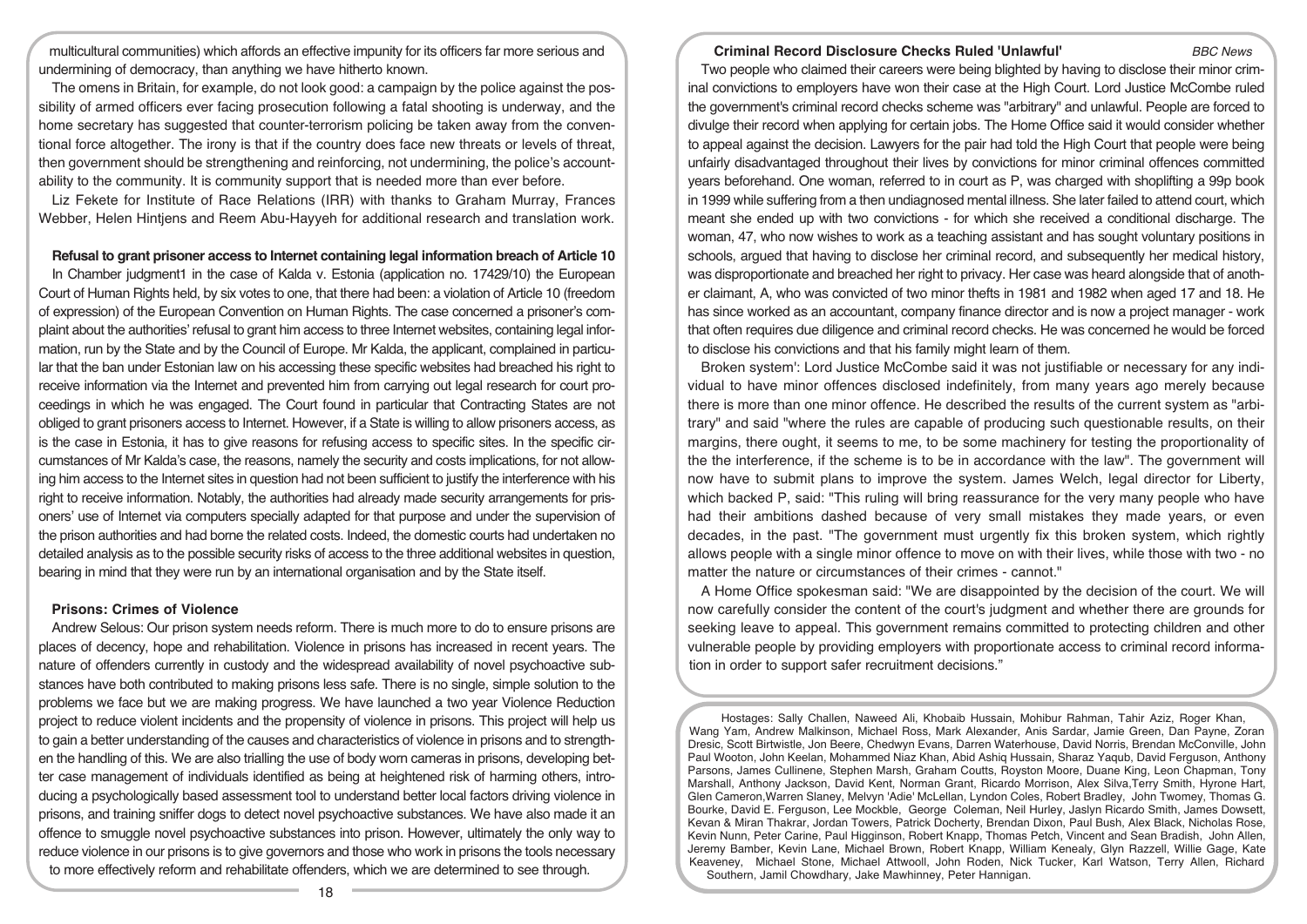multicultural communities) which affords an effective impunity for its officers far more serious and undermining of democracy, than anything we have hitherto known.

The omens in Britain, for example, do not look good: a campaign by the police against the possibility of armed officers ever facing prosecution following a fatal shooting is underway, and the home secretary has suggested that counter-terrorism policing be taken away from the conventional force altogether. The irony is that if the country does face new threats or levels of threat, then government should be strengthening and reinforcing, not undermining, the police's accountability to the community. It is community support that is needed more than ever before.

Liz Fekete for Institute of Race Relations (IRR) with thanks to Graham Murray, Frances Webber, Helen Hintjens and Reem Abu-Hayyeh for additional research and translation work.

**Refusal to grant prisoner access to Internet containing legal information breach of Article 10**

In Chamber judgment1 in the case of Kalda v. Estonia (application no. 17429/10) the European Court of Human Rights held, by six votes to one, that there had been: a violation of Article 10 (freedom of expression) of the European Convention on Human Rights. The case concerned a prisoner's complaint about the authorities' refusal to grant him access to three Internet websites, containing legal information, run by the State and by the Council of Europe. Mr Kalda, the applicant, complained in particular that the ban under Estonian law on his accessing these specific websites had breached his right to receive information via the Internet and prevented him from carrying out legal research for court proceedings in which he was engaged. The Court found in particular that Contracting States are not obliged to grant prisoners access to Internet. However, if a State is willing to allow prisoners access, as is the case in Estonia, it has to give reasons for refusing access to specific sites. In the specific circumstances of Mr Kalda's case, the reasons, namely the security and costs implications, for not allowing him access to the Internet sites in question had not been sufficient to justify the interference with his right to receive information. Notably, the authorities had already made security arrangements for prisoners' use of Internet via computers specially adapted for that purpose and under the supervision of the prison authorities and had borne the related costs. Indeed, the domestic courts had undertaken no detailed analysis as to the possible security risks of access to the three additional websites in question, bearing in mind that they were run by an international organisation and by the State itself.

**Prisons: Crimes of Violence**

Andrew Selous: Our prison system needs reform. There is much more to do to ensure prisons are places of decency, hope and rehabilitation. Violence in prisons has increased in recent years. The nature of offenders currently in custody and the widespread availability of novel psychoactive substances have both contributed to making prisons less safe. There is no single, simple solution to the problems we face but we are making progress. We have launched a two year Violence Reduction project to reduce violent incidents and the propensity of violence in prisons. This project will help us to gain a better understanding of the causes and characteristics of violence in prisons and to strengthen the handling of this. We are also trialling the use of body worn cameras in prisons, developing better case management of individuals identified as being at heightened risk of harming others, introducing a psychologically based assessment tool to understand better local factors driving violence in prisons, and training sniffer dogs to detect novel psychoactive substances. We have also made it an offence to smuggle novel psychoactive substances into prison. However, ultimately the only way to reduce violence in our prisons is to give governors and those who work in prisons the tools necessary to more effectively reform and rehabilitate offenders, which we are determined to see through.

**Criminal Record Disclosure Checks Ruled 'Unlawful'** *BBC News*

Two people who claimed their careers were being blighted by having to disclose their minor criminal convictions to employers have won their case at the High Court. Lord Justice McCombe ruled the government's criminal record checks scheme was "arbitrary" and unlawful. People are forced to divulge their record when applying for certain jobs. The Home Office said it would consider whether to appeal against the decision. Lawyers for the pair had told the High Court that people were being unfairly disadvantaged throughout their lives by convictions for minor criminal offences committed years beforehand. One woman, referred to in court as P, was charged with shoplifting a 99p book in 1999 while suffering from a then undiagnosed mental illness. She later failed to attend court, which meant she ended up with two convictions - for which she received a conditional discharge. The woman, 47, who now wishes to work as a teaching assistant and has sought voluntary positions in schools, argued that having to disclose her criminal record, and subsequently her medical history, was disproportionate and breached her right to privacy. Her case was heard alongside that of another claimant, A, who was convicted of two minor thefts in 1981 and 1982 when aged 17 and 18. He has since worked as an accountant, company finance director and is now a project manager - work that often requires due diligence and criminal record checks. He was concerned he would be forced to disclose his convictions and that his family might learn of them.

Broken system': Lord Justice McCombe said it was not justifiable or necessary for any individual to have minor offences disclosed indefinitely, from many years ago merely because there is more than one minor offence. He described the results of the current system as "arbitrary" and said "where the rules are capable of producing such questionable results, on their margins, there ought, it seems to me, to be some machinery for testing the proportionality of the the interference, if the scheme is to be in accordance with the law". The government will now have to submit plans to improve the system. James Welch, legal director for Liberty, which backed P, said: "This ruling will bring reassurance for the very many people who have had their ambitions dashed because of very small mistakes they made years, or even decades, in the past. "The government must urgently fix this broken system, which rightly allows people with a single minor offence to move on with their lives, while those with two - no matter the nature or circumstances of their crimes - cannot."

A Home Office spokesman said: "We are disappointed by the decision of the court. We will now carefully consider the content of the court's judgment and whether there are grounds for seeking leave to appeal. This government remains committed to protecting children and other vulnerable people by providing employers with proportionate access to criminal record information in order to support safer recruitment decisions."

Hostages: Sally Challen, Naweed Ali, Khobaib Hussain, Mohibur Rahman, Tahir Aziz, Roger Khan, Wang Yam, Andrew Malkinson, Michael Ross, Mark Alexander, Anis Sardar, Jamie Green, Dan Payne, Zoran Dresic, Scott Birtwistle, Jon Beere, Chedwyn Evans, Darren Waterhouse, David Norris, Brendan McConville, John Paul Wooton, John Keelan, Mohammed Niaz Khan, Abid Ashiq Hussain, Sharaz Yaqub, David Ferguson, Anthony Parsons, James Cullinene, Stephen Marsh, Graham Coutts, Royston Moore, Duane King, Leon Chapman, Tony Marshall, Anthony Jackson, David Kent, Norman Grant, Ricardo Morrison, Alex Silva,Terry Smith, Hyrone Hart, Glen Cameron,Warren Slaney, Melvyn 'Adie' McLellan, Lyndon Coles, Robert Bradley, John Twomey, Thomas G. Bourke, David E. Ferguson, Lee Mockble, George Coleman, Neil Hurley, Jaslyn Ricardo Smith, James Dowsett, Kevan & Miran Thakrar, Jordan Towers, Patrick Docherty, Brendan Dixon, Paul Bush, Alex Black, Nicholas Rose, Kevin Nunn, Peter Carine, Paul Higginson, Robert Knapp, Thomas Petch, Vincent and Sean Bradish, John Allen, Jeremy Bamber, Kevin Lane, Michael Brown, Robert Knapp, William Kenealy, Glyn Razzell, Willie Gage, Kate Keaveney, Michael Stone, Michael Attwooll, John Roden, Nick Tucker, Karl Watson, Terry Allen, Richard Southern, Jamil Chowdhary, Jake Mawhinney, Peter Hannigan.